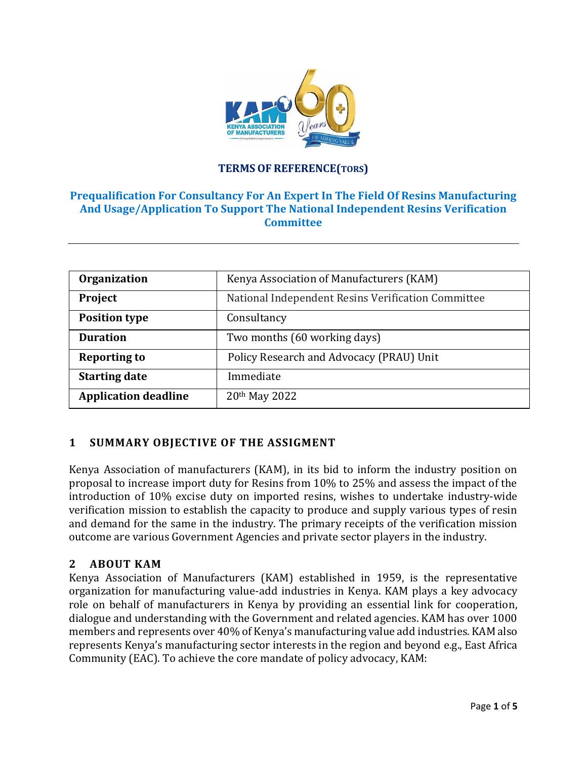**TERMS OF REFERENCE(TORS)**

## Prequalification For Consultancy For An Expert In The Field Of Resins Manufacturing And Usage/Application To Support The National Independent Resins Verification Committee

| **Organization** | Kenya Association of Manufacturers (KAM) |
|---|---|
| **Project** | National Independent Resins Verification Committee |
| **Position type** | Consultancy |
| **Duration** | Two months (60 working days) |
| **Reporting to** | Policy Research and Advocacy (PRAU) Unit |
| **Starting date** | Immediate |
| **Application deadline** | 20th May 2022 |

## 1 SUMMARY OBJECTIVE OF THE ASSIGMENT

Kenya Association of manufacturers (KAM), in its bid to inform the industry position on proposal to increase import duty for Resins from 10% to 25% and assess the impact of the introduction of 10% excise duty on imported resins, wishes to undertake industry-wide verification mission to establish the capacity to produce and supply various types of resin and demand for the same in the industry. The primary receipts of the verification mission outcome are various Government Agencies and private sector players in the industry.

## 2 ABOUT KAM

Kenya Association of Manufacturers (KAM) established in 1959, is the representative organization for manufacturing value-add industries in Kenya. KAM plays a key advocacy role on behalf of manufacturers in Kenya by providing an essential link for cooperation, dialogue and understanding with the Government and related agencies. KAM has over 1000 members and represents over 40% of Kenya's manufacturing value add industries. KAM also represents Kenya's manufacturing sector interests in the region and beyond e.g., East Africa Community (EAC). To achieve the core mandate of policy advocacy, KAM: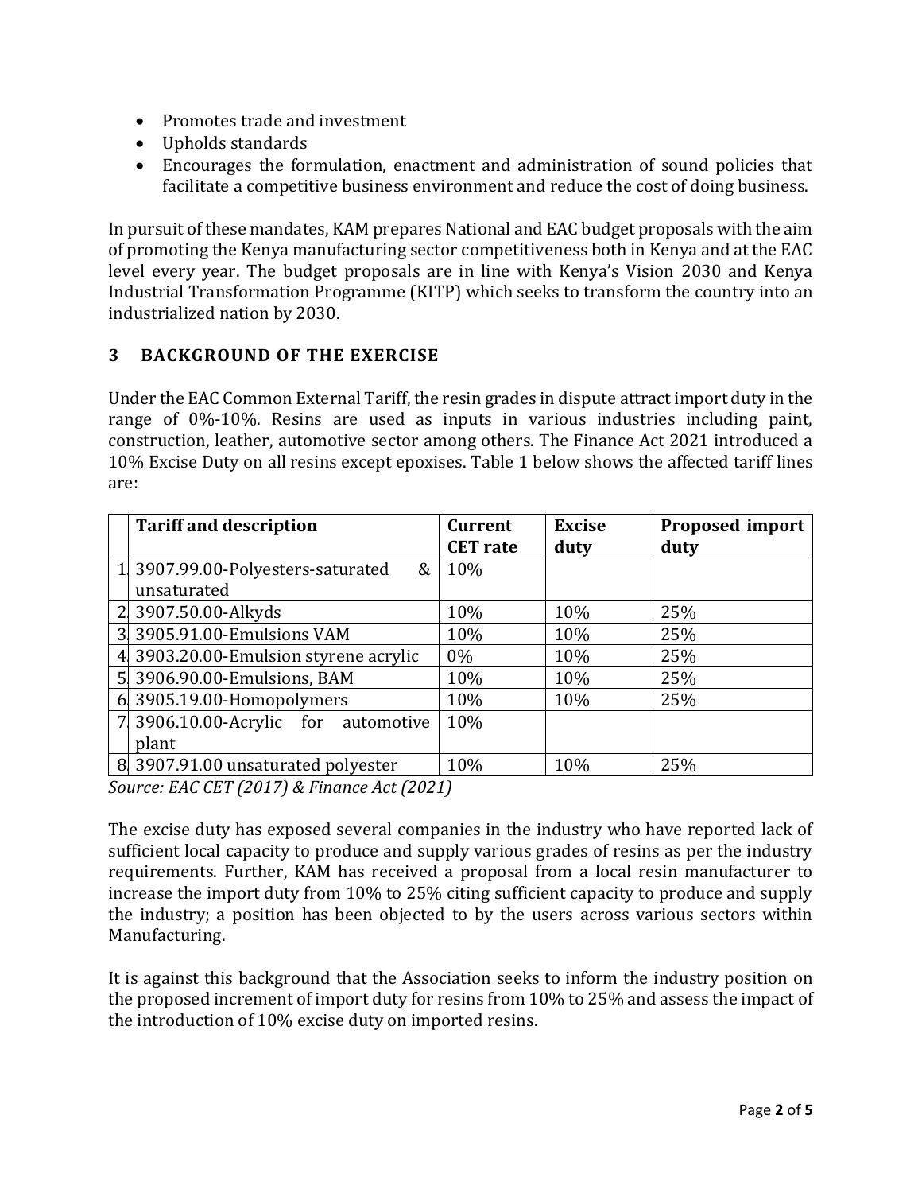- Promotes trade and investment
- Upholds standards
- Encourages the formulation, enactment and administration of sound policies that facilitate a competitive business environment and reduce the cost of doing business.

In pursuit of these mandates, KAM prepares National and EAC budget proposals with the aim of promoting the Kenya manufacturing sector competitiveness both in Kenya and at the EAC level every year. The budget proposals are in line with Kenya's Vision 2030 and Kenya Industrial Transformation Programme (KITP) which seeks to transform the country into an industrialized nation by 2030.

## 3 BACKGROUND OF THE EXERCISE

Under the EAC Common External Tariff, the resin grades in dispute attract import duty in the range of 0%-10%. Resins are used as inputs in various industries including paint, construction, leather, automotive sector among others. The Finance Act 2021 introduced a 10% Excise Duty on all resins except epoxises. Table 1 below shows the affected tariff lines are:

| | Tariff and description | Current CET rate | Excise duty | Proposed import duty |
|---|---|---|---|---|
| 1 | 3907.99.00-Polyesters-saturated & unsaturated | 10% | | |
| 2 | 3907.50.00-Alkyds | 10% | 10% | 25% |
| 3 | 3905.91.00-Emulsions VAM | 10% | 10% | 25% |
| 4 | 3903.20.00-Emulsion styrene acrylic | 0% | 10% | 25% |
| 5 | 3906.90.00-Emulsions, BAM | 10% | 10% | 25% |
| 6 | 3905.19.00-Homopolymers | 10% | 10% | 25% |
| 7 | 3906.10.00-Acrylic for automotive plant | 10% | | |
| 8 | 3907.91.00 unsaturated polyester | 10% | 10% | 25% |

*Source: EAC CET (2017) & Finance Act (2021)*

The excise duty has exposed several companies in the industry who have reported lack of sufficient local capacity to produce and supply various grades of resins as per the industry requirements. Further, KAM has received a proposal from a local resin manufacturer to increase the import duty from 10% to 25% citing sufficient capacity to produce and supply the industry; a position has been objected to by the users across various sectors within Manufacturing.

It is against this background that the Association seeks to inform the industry position on the proposed increment of import duty for resins from 10% to 25% and assess the impact of the introduction of 10% excise duty on imported resins.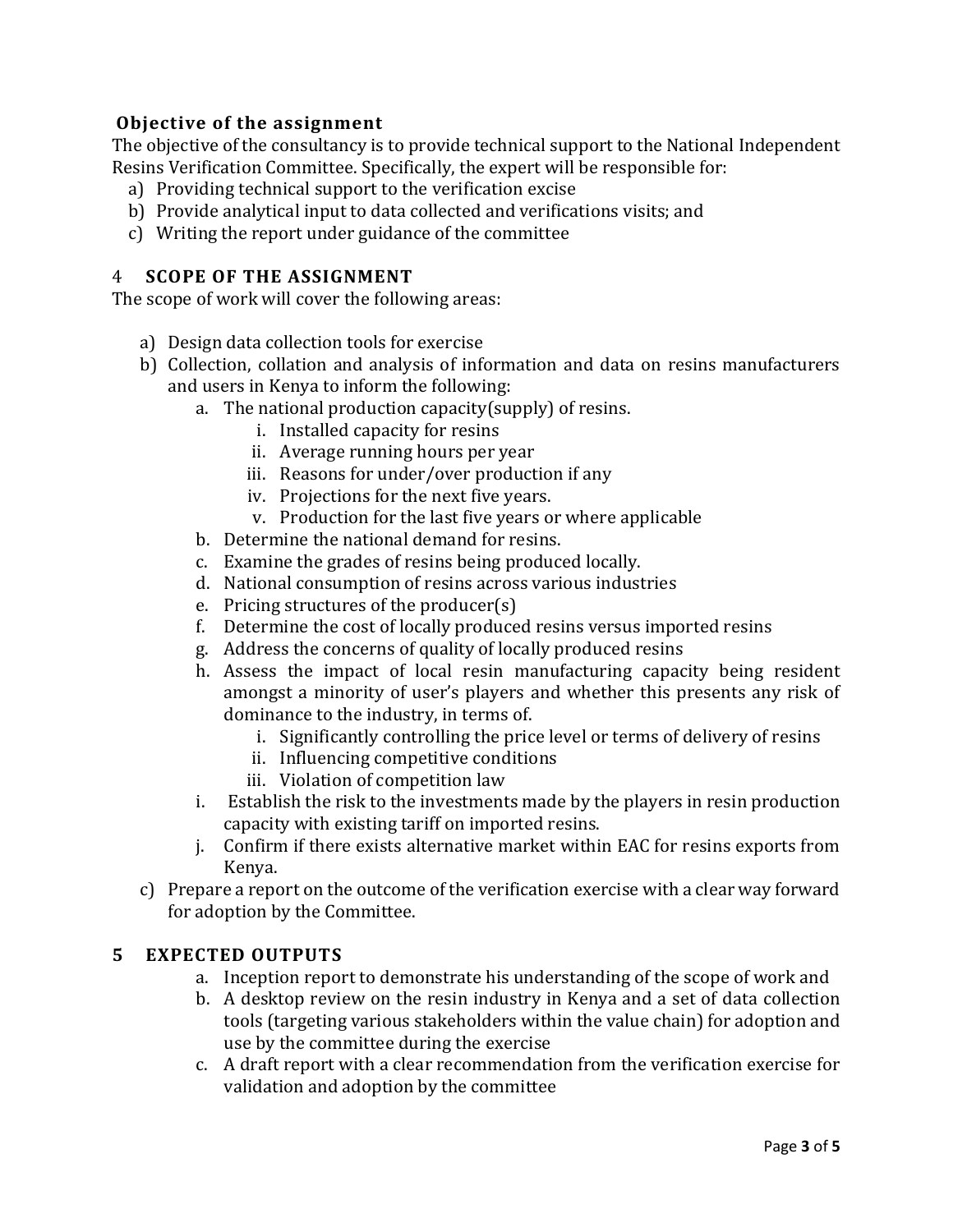**Objective of the assignment**

The objective of the consultancy is to provide technical support to the National Independent Resins Verification Committee. Specifically, the expert will be responsible for:

a) Providing technical support to the verification excise
b) Provide analytical input to data collected and verifications visits; and
c) Writing the report under guidance of the committee

## 4 SCOPE OF THE ASSIGNMENT

The scope of work will cover the following areas:

a) Design data collection tools for exercise
b) Collection, collation and analysis of information and data on resins manufacturers and users in Kenya to inform the following:
    a. The national production capacity(supply) of resins.
        i. Installed capacity for resins
        ii. Average running hours per year
        iii. Reasons for under/over production if any
        iv. Projections for the next five years.
        v. Production for the last five years or where applicable
    b. Determine the national demand for resins.
    c. Examine the grades of resins being produced locally.
    d. National consumption of resins across various industries
    e. Pricing structures of the producer(s)
    f. Determine the cost of locally produced resins versus imported resins
    g. Address the concerns of quality of locally produced resins
    h. Assess the impact of local resin manufacturing capacity being resident amongst a minority of user's players and whether this presents any risk of dominance to the industry, in terms of.
        i. Significantly controlling the price level or terms of delivery of resins
        ii. Influencing competitive conditions
        iii. Violation of competition law
    i. Establish the risk to the investments made by the players in resin production capacity with existing tariff on imported resins.
    j. Confirm if there exists alternative market within EAC for resins exports from Kenya.
c) Prepare a report on the outcome of the verification exercise with a clear way forward for adoption by the Committee.

## 5 EXPECTED OUTPUTS

a. Inception report to demonstrate his understanding of the scope of work and
b. A desktop review on the resin industry in Kenya and a set of data collection tools (targeting various stakeholders within the value chain) for adoption and use by the committee during the exercise
c. A draft report with a clear recommendation from the verification exercise for validation and adoption by the committee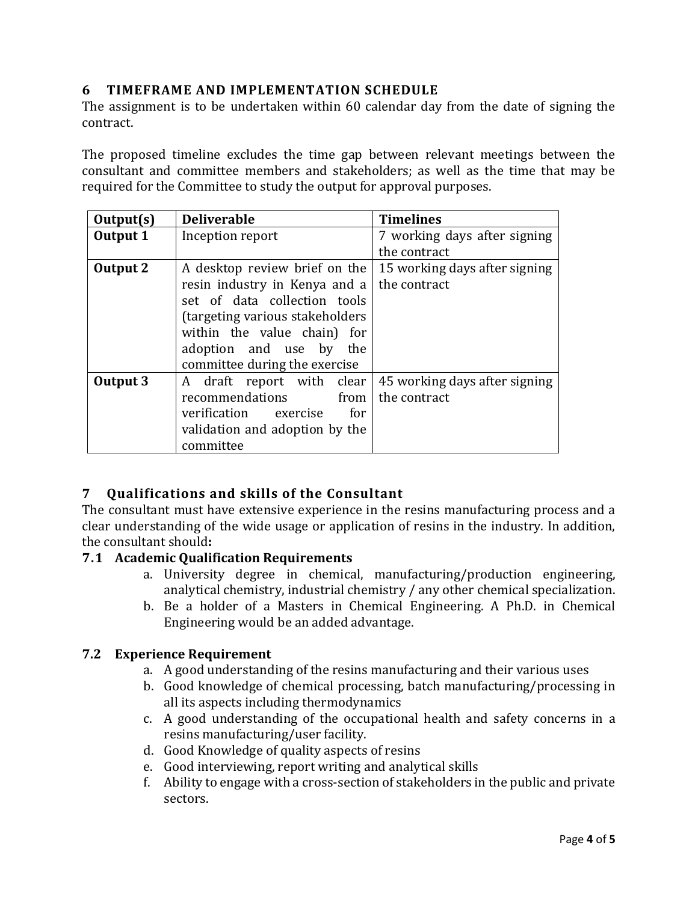## 6 TIMEFRAME AND IMPLEMENTATION SCHEDULE

The assignment is to be undertaken within 60 calendar day from the date of signing the contract.

The proposed timeline excludes the time gap between relevant meetings between the consultant and committee members and stakeholders; as well as the time that may be required for the Committee to study the output for approval purposes.

| Output(s) | Deliverable | Timelines |
|---|---|---|
| **Output 1** | Inception report | 7 working days after signing the contract |
| **Output 2** | A desktop review brief on the resin industry in Kenya and a set of data collection tools (targeting various stakeholders within the value chain) for adoption and use by the committee during the exercise | 15 working days after signing the contract |
| **Output 3** | A draft report with clear recommendations from verification exercise for validation and adoption by the committee | 45 working days after signing the contract |

## 7 Qualifications and skills of the Consultant

The consultant must have extensive experience in the resins manufacturing process and a clear understanding of the wide usage or application of resins in the industry. In addition, the consultant should**:**

### 7.1 Academic Qualification Requirements

a. University degree in chemical, manufacturing/production engineering, analytical chemistry, industrial chemistry / any other chemical specialization.
b. Be a holder of a Masters in Chemical Engineering. A Ph.D. in Chemical Engineering would be an added advantage.

### 7.2 Experience Requirement

a. A good understanding of the resins manufacturing and their various uses
b. Good knowledge of chemical processing, batch manufacturing/processing in all its aspects including thermodynamics
c. A good understanding of the occupational health and safety concerns in a resins manufacturing/user facility.
d. Good Knowledge of quality aspects of resins
e. Good interviewing, report writing and analytical skills
f. Ability to engage with a cross-section of stakeholders in the public and private sectors.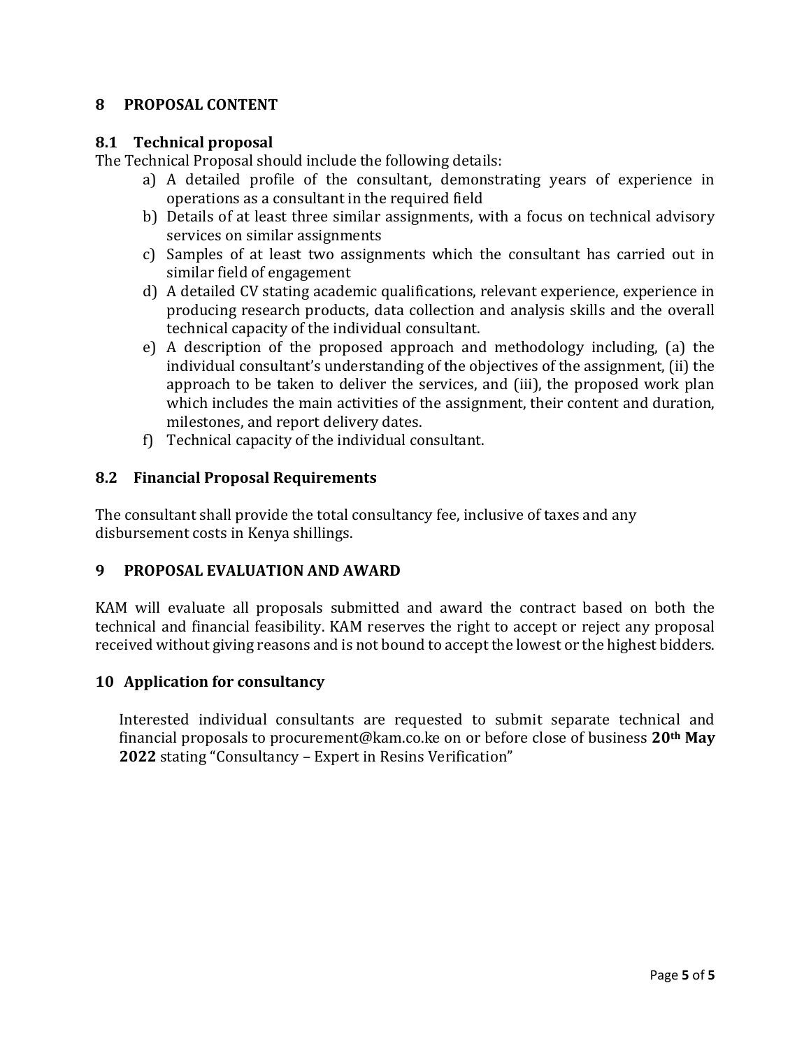## 8 PROPOSAL CONTENT

### 8.1 Technical proposal

The Technical Proposal should include the following details:

a) A detailed profile of the consultant, demonstrating years of experience in operations as a consultant in the required field
b) Details of at least three similar assignments, with a focus on technical advisory services on similar assignments
c) Samples of at least two assignments which the consultant has carried out in similar field of engagement
d) A detailed CV stating academic qualifications, relevant experience, experience in producing research products, data collection and analysis skills and the overall technical capacity of the individual consultant.
e) A description of the proposed approach and methodology including, (a) the individual consultant's understanding of the objectives of the assignment, (ii) the approach to be taken to deliver the services, and (iii), the proposed work plan which includes the main activities of the assignment, their content and duration, milestones, and report delivery dates.
f) Technical capacity of the individual consultant.

### 8.2 Financial Proposal Requirements

The consultant shall provide the total consultancy fee, inclusive of taxes and any disbursement costs in Kenya shillings.

## 9 PROPOSAL EVALUATION AND AWARD

KAM will evaluate all proposals submitted and award the contract based on both the technical and financial feasibility. KAM reserves the right to accept or reject any proposal received without giving reasons and is not bound to accept the lowest or the highest bidders.

## 10 Application for consultancy

Interested individual consultants are requested to submit separate technical and financial proposals to procurement@kam.co.ke on or before close of business **20th May 2022** stating "Consultancy – Expert in Resins Verification"